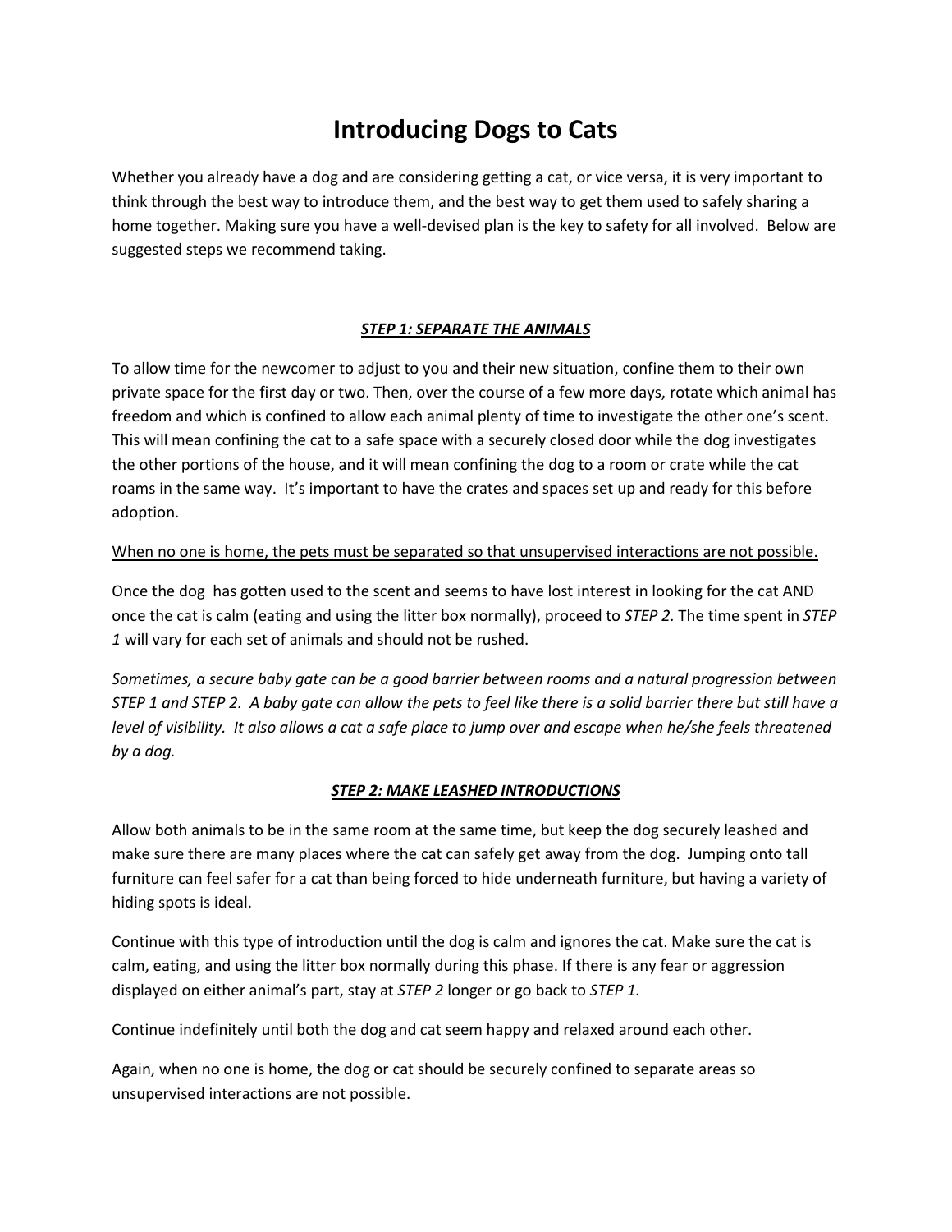# Introducing Dogs to Cats

Whether you already have a dog and are considering getting a cat, or vice versa, it is very important to think through the best way to introduce them, and the best way to get them used to safely sharing a home together. Making sure you have a well-devised plan is the key to safety for all involved. Below are suggested steps we recommend taking.

### ***<u>STEP 1: SEPARATE THE ANIMALS</u>***

To allow time for the newcomer to adjust to you and their new situation, confine them to their own private space for the first day or two. Then, over the course of a few more days, rotate which animal has freedom and which is confined to allow each animal plenty of time to investigate the other one's scent. This will mean confining the cat to a safe space with a securely closed door while the dog investigates the other portions of the house, and it will mean confining the dog to a room or crate while the cat roams in the same way. It's important to have the crates and spaces set up and ready for this before adoption.

<u>When no one is home, the pets must be separated so that unsupervised interactions are not possible.</u>

Once the dog has gotten used to the scent and seems to have lost interest in looking for the cat AND once the cat is calm (eating and using the litter box normally), proceed to *STEP 2.* The time spent in *STEP 1* will vary for each set of animals and should not be rushed.

*Sometimes, a secure baby gate can be a good barrier between rooms and a natural progression between STEP 1 and STEP 2. A baby gate can allow the pets to feel like there is a solid barrier there but still have a level of visibility. It also allows a cat a safe place to jump over and escape when he/she feels threatened by a dog.*

### ***<u>STEP 2: MAKE LEASHED INTRODUCTIONS</u>***

Allow both animals to be in the same room at the same time, but keep the dog securely leashed and make sure there are many places where the cat can safely get away from the dog. Jumping onto tall furniture can feel safer for a cat than being forced to hide underneath furniture, but having a variety of hiding spots is ideal.

Continue with this type of introduction until the dog is calm and ignores the cat. Make sure the cat is calm, eating, and using the litter box normally during this phase. If there is any fear or aggression displayed on either animal's part, stay at *STEP 2* longer or go back to *STEP 1.*

Continue indefinitely until both the dog and cat seem happy and relaxed around each other.

Again, when no one is home, the dog or cat should be securely confined to separate areas so unsupervised interactions are not possible.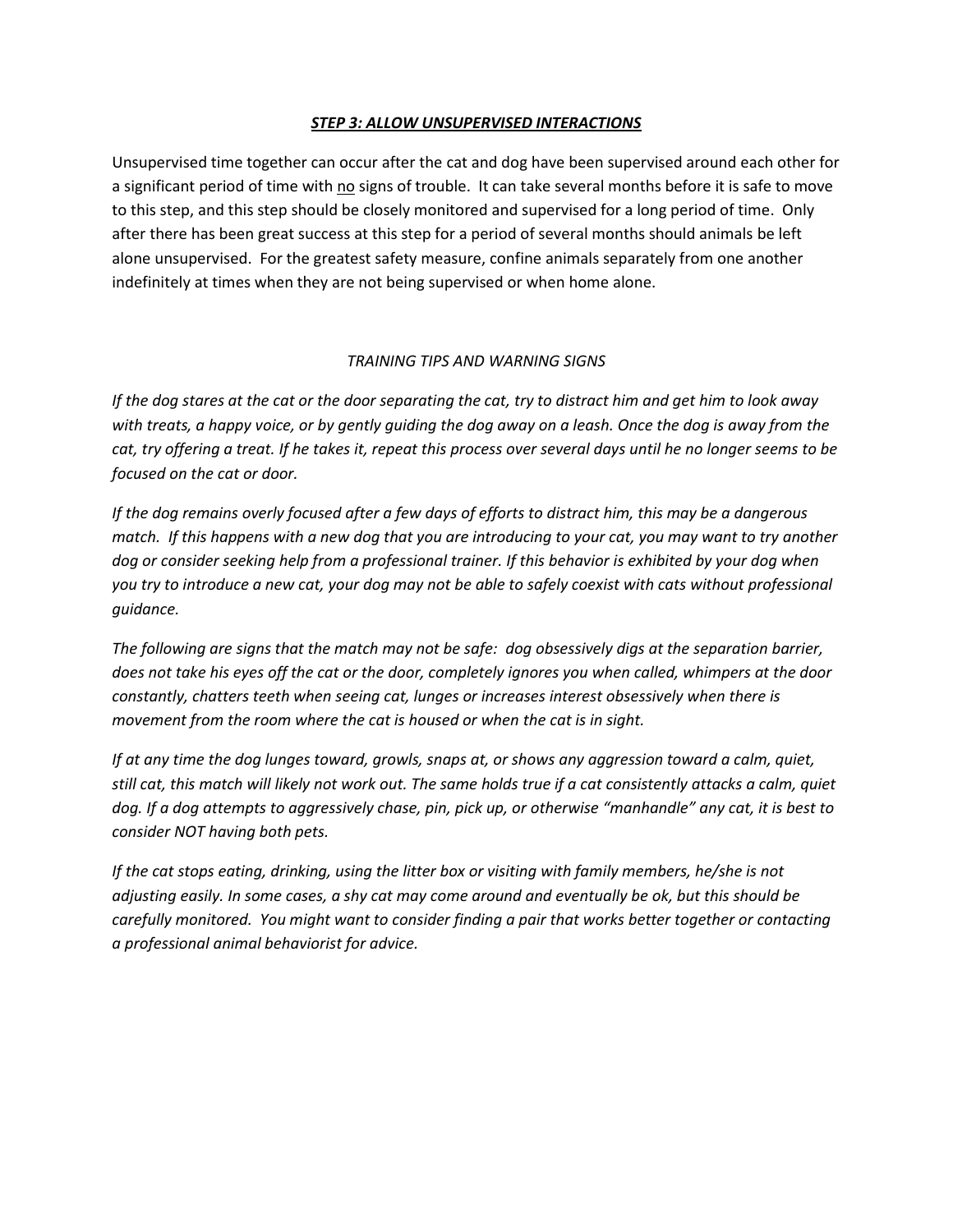## ***STEP 3: ALLOW UNSUPERVISED INTERACTIONS***

Unsupervised time together can occur after the cat and dog have been supervised around each other for a significant period of time with no signs of trouble. It can take several months before it is safe to move to this step, and this step should be closely monitored and supervised for a long period of time. Only after there has been great success at this step for a period of several months should animals be left alone unsupervised. For the greatest safety measure, confine animals separately from one another indefinitely at times when they are not being supervised or when home alone.

### *TRAINING TIPS AND WARNING SIGNS*

*If the dog stares at the cat or the door separating the cat, try to distract him and get him to look away with treats, a happy voice, or by gently guiding the dog away on a leash. Once the dog is away from the cat, try offering a treat. If he takes it, repeat this process over several days until he no longer seems to be focused on the cat or door.*

*If the dog remains overly focused after a few days of efforts to distract him, this may be a dangerous match. If this happens with a new dog that you are introducing to your cat, you may want to try another dog or consider seeking help from a professional trainer. If this behavior is exhibited by your dog when you try to introduce a new cat, your dog may not be able to safely coexist with cats without professional guidance.*

*The following are signs that the match may not be safe: dog obsessively digs at the separation barrier, does not take his eyes off the cat or the door, completely ignores you when called, whimpers at the door constantly, chatters teeth when seeing cat, lunges or increases interest obsessively when there is movement from the room where the cat is housed or when the cat is in sight.*

*If at any time the dog lunges toward, growls, snaps at, or shows any aggression toward a calm, quiet, still cat, this match will likely not work out. The same holds true if a cat consistently attacks a calm, quiet dog. If a dog attempts to aggressively chase, pin, pick up, or otherwise "manhandle" any cat, it is best to consider NOT having both pets.*

*If the cat stops eating, drinking, using the litter box or visiting with family members, he/she is not adjusting easily. In some cases, a shy cat may come around and eventually be ok, but this should be carefully monitored. You might want to consider finding a pair that works better together or contacting a professional animal behaviorist for advice.*